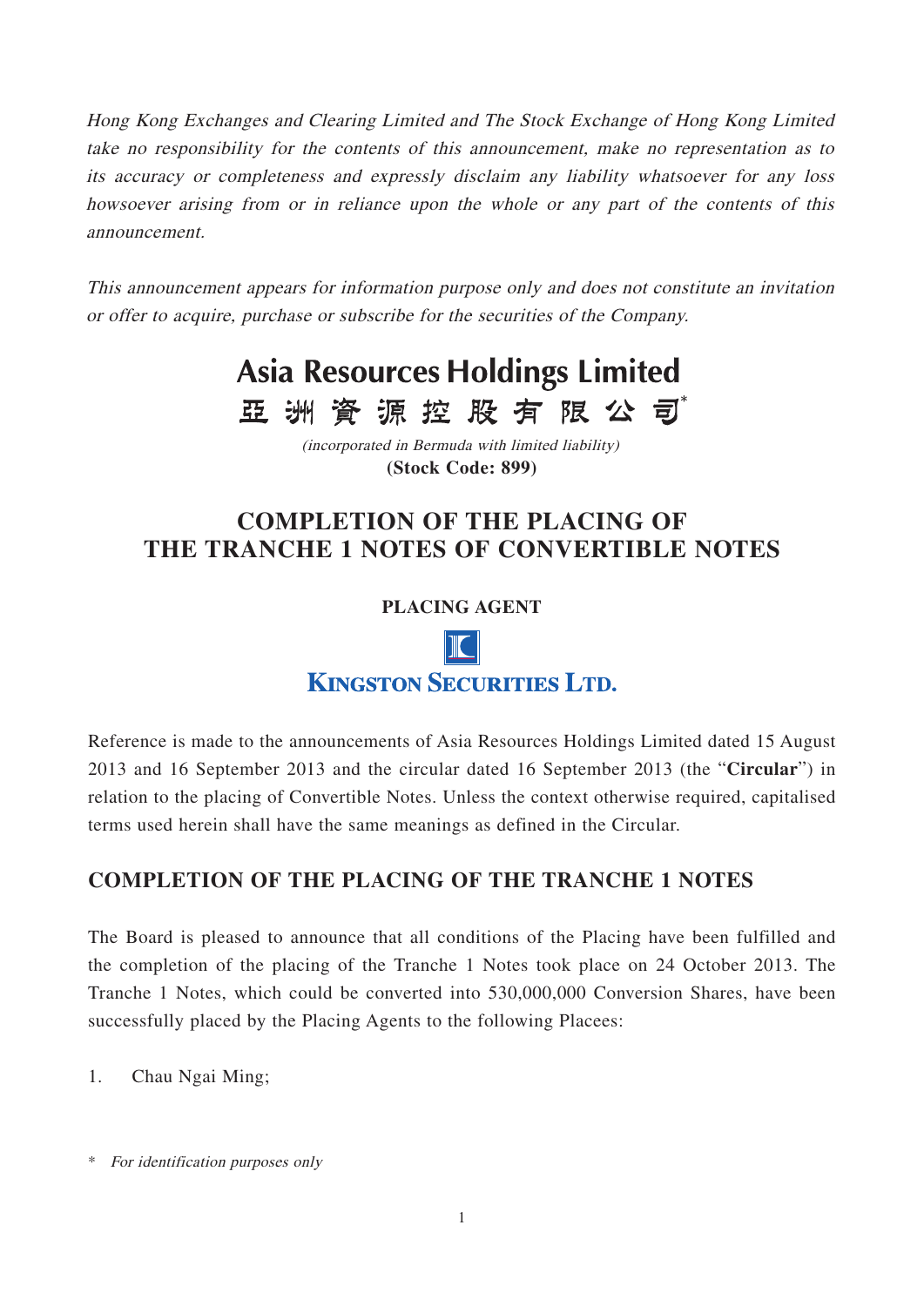*Hong Kong Exchanges and Clearing Limited and The Stock Exchange of Hong Kong Limited take no responsibility for the contents of this announcement, make no representation as to its accuracy or completeness and expressly disclaim any liability whatsoever for any loss howsoever arising from or in reliance upon the whole or any part of the contents of this announcement.*

*This announcement appears for information purpose only and does not constitute an invitation or offer to acquire, purchase or subscribe for the securities of the Company.*

# Asia Resources Holdings Limited
# 亞洲資源控股有限公司*

*(incorporated in Bermuda with limited liability)*
**(Stock Code: 899)**

# COMPLETION OF THE PLACING OF THE TRANCHE 1 NOTES OF CONVERTIBLE NOTES

**PLACING AGENT**

**KINGSTON SECURITIES LTD.**

Reference is made to the announcements of Asia Resources Holdings Limited dated 15 August 2013 and 16 September 2013 and the circular dated 16 September 2013 (the "**Circular**") in relation to the placing of Convertible Notes. Unless the context otherwise required, capitalised terms used herein shall have the same meanings as defined in the Circular.

## COMPLETION OF THE PLACING OF THE TRANCHE 1 NOTES

The Board is pleased to announce that all conditions of the Placing have been fulfilled and the completion of the placing of the Tranche 1 Notes took place on 24 October 2013. The Tranche 1 Notes, which could be converted into 530,000,000 Conversion Shares, have been successfully placed by the Placing Agents to the following Placees:

1. Chau Ngai Ming;

\* *For identification purposes only*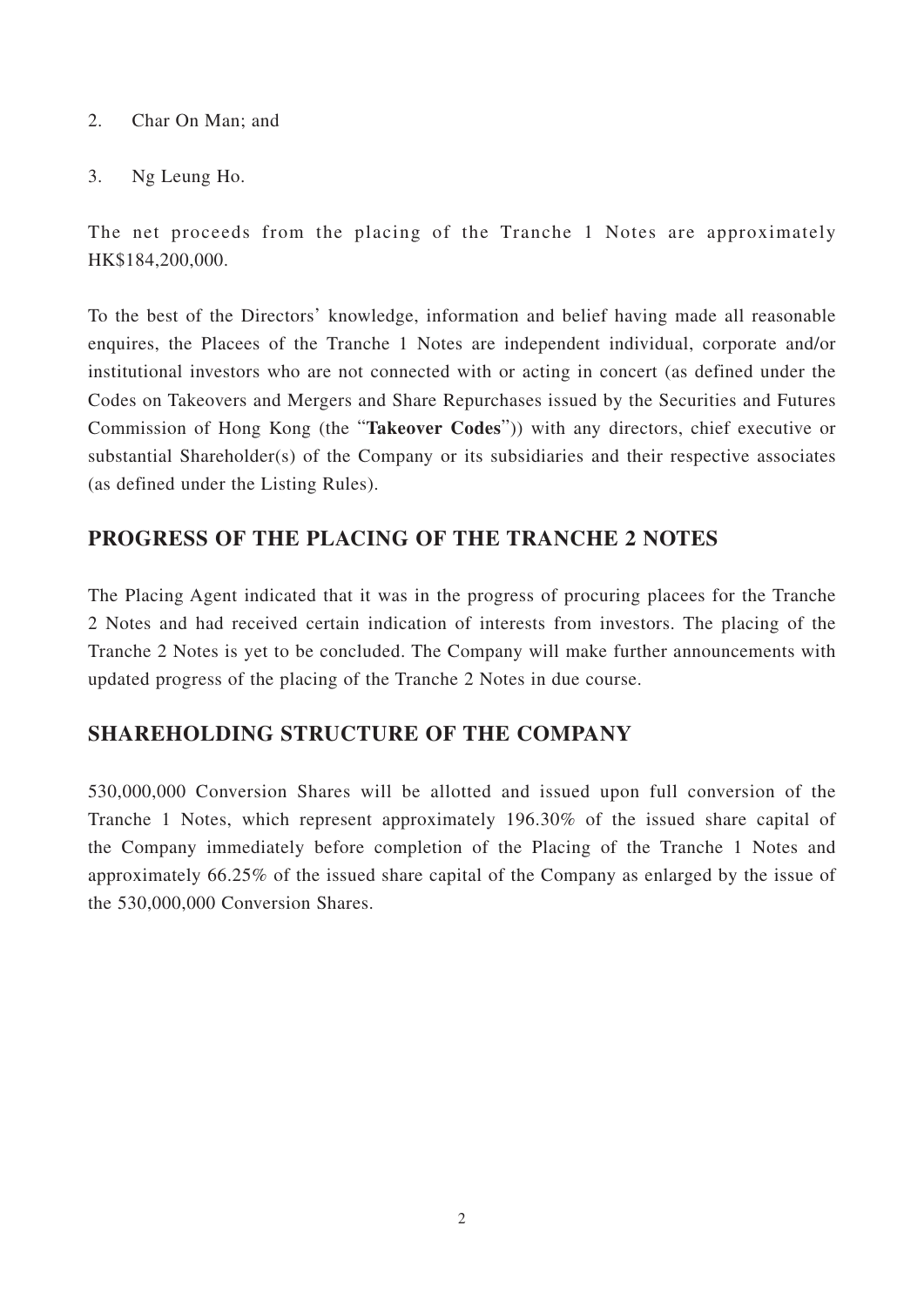2. Char On Man; and

3. Ng Leung Ho.

The net proceeds from the placing of the Tranche 1 Notes are approximately HK$184,200,000.

To the best of the Directors' knowledge, information and belief having made all reasonable enquires, the Placees of the Tranche 1 Notes are independent individual, corporate and/or institutional investors who are not connected with or acting in concert (as defined under the Codes on Takeovers and Mergers and Share Repurchases issued by the Securities and Futures Commission of Hong Kong (the "**Takeover Codes**")) with any directors, chief executive or substantial Shareholder(s) of the Company or its subsidiaries and their respective associates (as defined under the Listing Rules).

## PROGRESS OF THE PLACING OF THE TRANCHE 2 NOTES

The Placing Agent indicated that it was in the progress of procuring placees for the Tranche 2 Notes and had received certain indication of interests from investors. The placing of the Tranche 2 Notes is yet to be concluded. The Company will make further announcements with updated progress of the placing of the Tranche 2 Notes in due course.

## SHAREHOLDING STRUCTURE OF THE COMPANY

530,000,000 Conversion Shares will be allotted and issued upon full conversion of the Tranche 1 Notes, which represent approximately 196.30% of the issued share capital of the Company immediately before completion of the Placing of the Tranche 1 Notes and approximately 66.25% of the issued share capital of the Company as enlarged by the issue of the 530,000,000 Conversion Shares.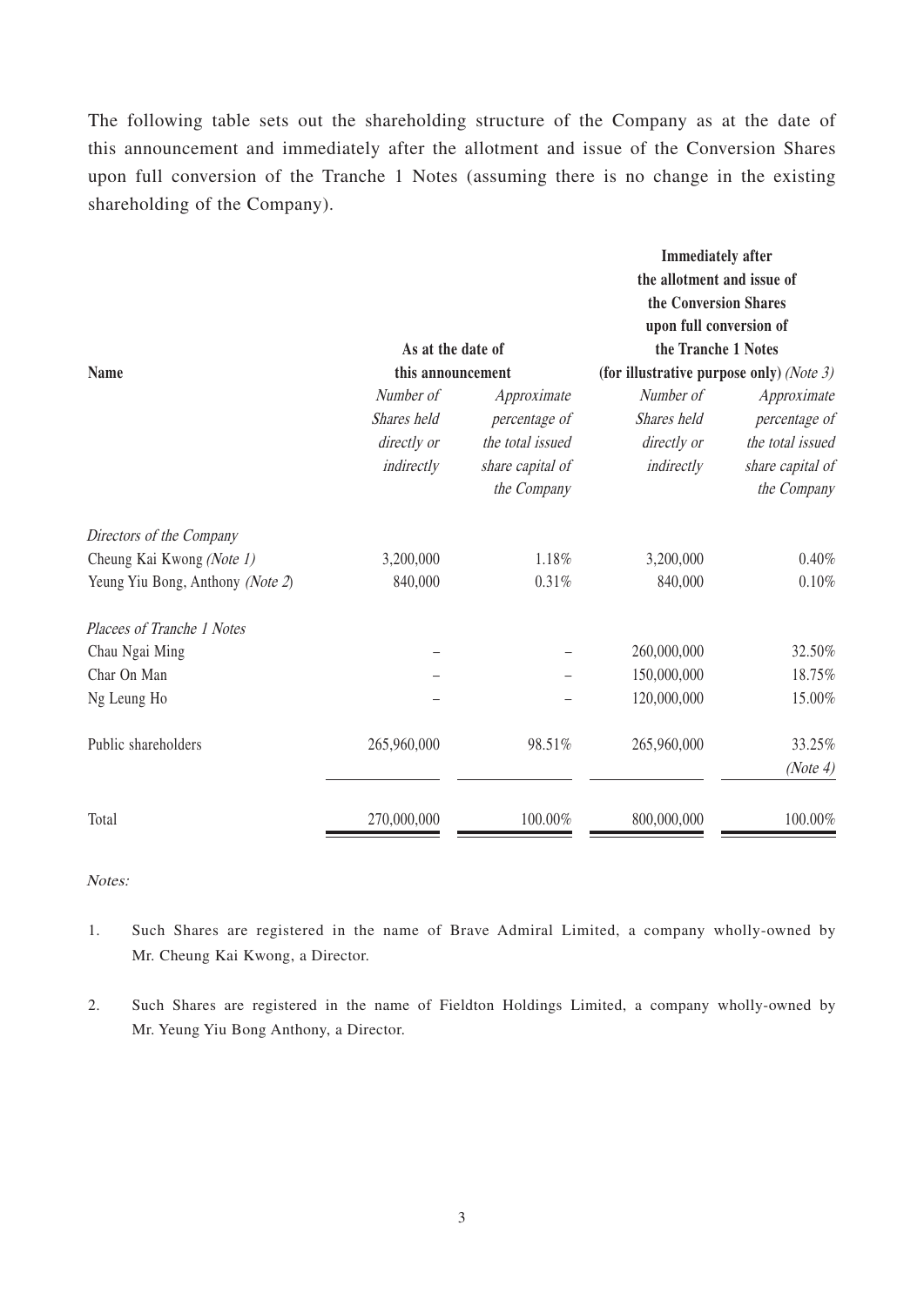The following table sets out the shareholding structure of the Company as at the date of this announcement and immediately after the allotment and issue of the Conversion Shares upon full conversion of the Tranche 1 Notes (assuming there is no change in the existing shareholding of the Company).

| **Name** | **As at the date of this announcement** | | **Immediately after the allotment and issue of the Conversion Shares upon full conversion of the Tranche 1 Notes (for illustrative purpose only)** *(Note 3)* | |
|---|---|---|---|---|
| | *Number of Shares held directly or indirectly* | *Approximate percentage of the total issued share capital of the Company* | *Number of Shares held directly or indirectly* | *Approximate percentage of the total issued share capital of the Company* |
| *Directors of the Company* | | | | |
| Cheung Kai Kwong *(Note 1)* | 3,200,000 | 1.18% | 3,200,000 | 0.40% |
| Yeung Yiu Bong, Anthony *(Note 2)* | 840,000 | 0.31% | 840,000 | 0.10% |
| *Placees of Tranche 1 Notes* | | | | |
| Chau Ngai Ming | – | – | 260,000,000 | 32.50% |
| Char On Man | – | – | 150,000,000 | 18.75% |
| Ng Leung Ho | – | – | 120,000,000 | 15.00% |
| Public shareholders | 265,960,000 | 98.51% | 265,960,000 | 33.25% *(Note 4)* |
| Total | 270,000,000 | 100.00% | 800,000,000 | 100.00% |

*Notes:*

1. Such Shares are registered in the name of Brave Admiral Limited, a company wholly-owned by Mr. Cheung Kai Kwong, a Director.

2. Such Shares are registered in the name of Fieldton Holdings Limited, a company wholly-owned by Mr. Yeung Yiu Bong Anthony, a Director.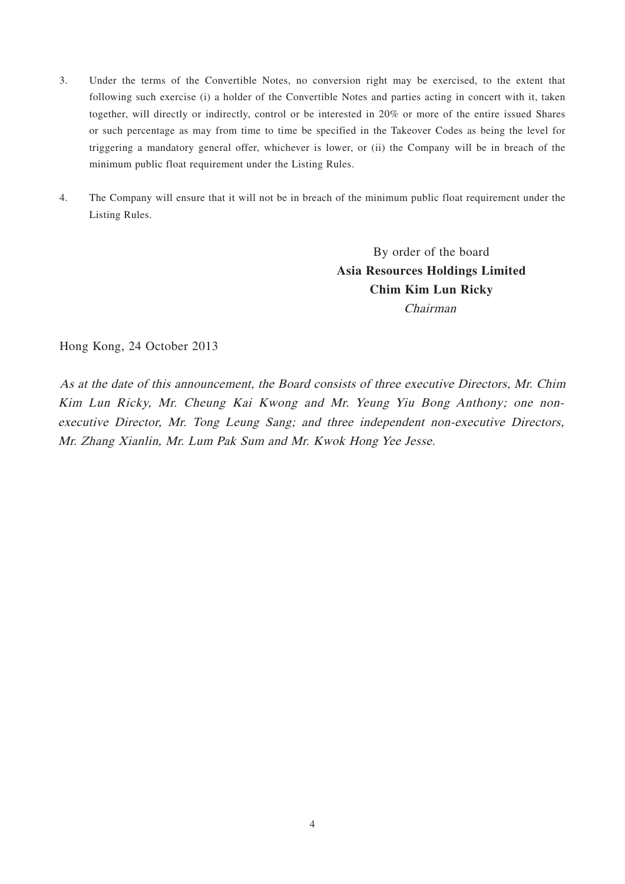3. Under the terms of the Convertible Notes, no conversion right may be exercised, to the extent that following such exercise (i) a holder of the Convertible Notes and parties acting in concert with it, taken together, will directly or indirectly, control or be interested in 20% or more of the entire issued Shares or such percentage as may from time to time be specified in the Takeover Codes as being the level for triggering a mandatory general offer, whichever is lower, or (ii) the Company will be in breach of the minimum public float requirement under the Listing Rules.

4. The Company will ensure that it will not be in breach of the minimum public float requirement under the Listing Rules.

By order of the board
**Asia Resources Holdings Limited**
**Chim Kim Lun Ricky**
*Chairman*

Hong Kong, 24 October 2013

*As at the date of this announcement, the Board consists of three executive Directors, Mr. Chim Kim Lun Ricky, Mr. Cheung Kai Kwong and Mr. Yeung Yiu Bong Anthony; one non-executive Director, Mr. Tong Leung Sang; and three independent non-executive Directors, Mr. Zhang Xianlin, Mr. Lum Pak Sum and Mr. Kwok Hong Yee Jesse.*